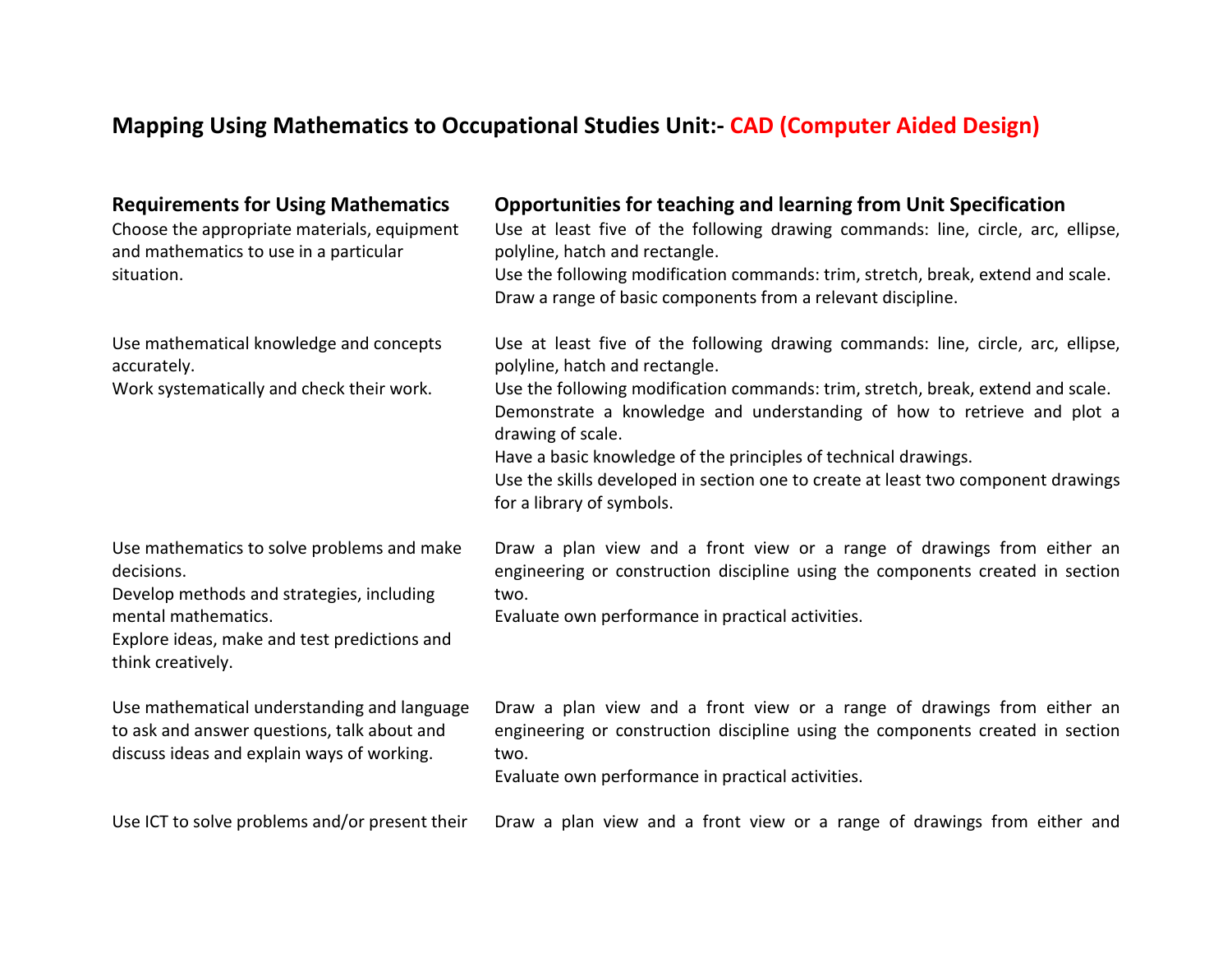# Mapping Using Mathematics to Occupational Studies Unit:- CAD (Computer Aided Design)

| Requirements for Using Mathematics | Opportunities for teaching and learning from Unit Specification |
|---|---|
| Choose the appropriate materials, equipment and mathematics to use in a particular situation. | Use at least five of the following drawing commands: line, circle, arc, ellipse, polyline, hatch and rectangle.<br>Use the following modification commands: trim, stretch, break, extend and scale.<br>Draw a range of basic components from a relevant discipline. |
| Use mathematical knowledge and concepts accurately.<br>Work systematically and check their work. | Use at least five of the following drawing commands: line, circle, arc, ellipse, polyline, hatch and rectangle.<br>Use the following modification commands: trim, stretch, break, extend and scale.<br>Demonstrate a knowledge and understanding of how to retrieve and plot a drawing of scale.<br>Have a basic knowledge of the principles of technical drawings.<br>Use the skills developed in section one to create at least two component drawings for a library of symbols. |
| Use mathematics to solve problems and make decisions.<br>Develop methods and strategies, including mental mathematics.<br>Explore ideas, make and test predictions and think creatively. | Draw a plan view and a front view or a range of drawings from either an engineering or construction discipline using the components created in section two.<br>Evaluate own performance in practical activities. |
| Use mathematical understanding and language to ask and answer questions, talk about and discuss ideas and explain ways of working. | Draw a plan view and a front view or a range of drawings from either an engineering or construction discipline using the components created in section two.<br>Evaluate own performance in practical activities. |
| Use ICT to solve problems and/or present their | Draw a plan view and a front view or a range of drawings from either and |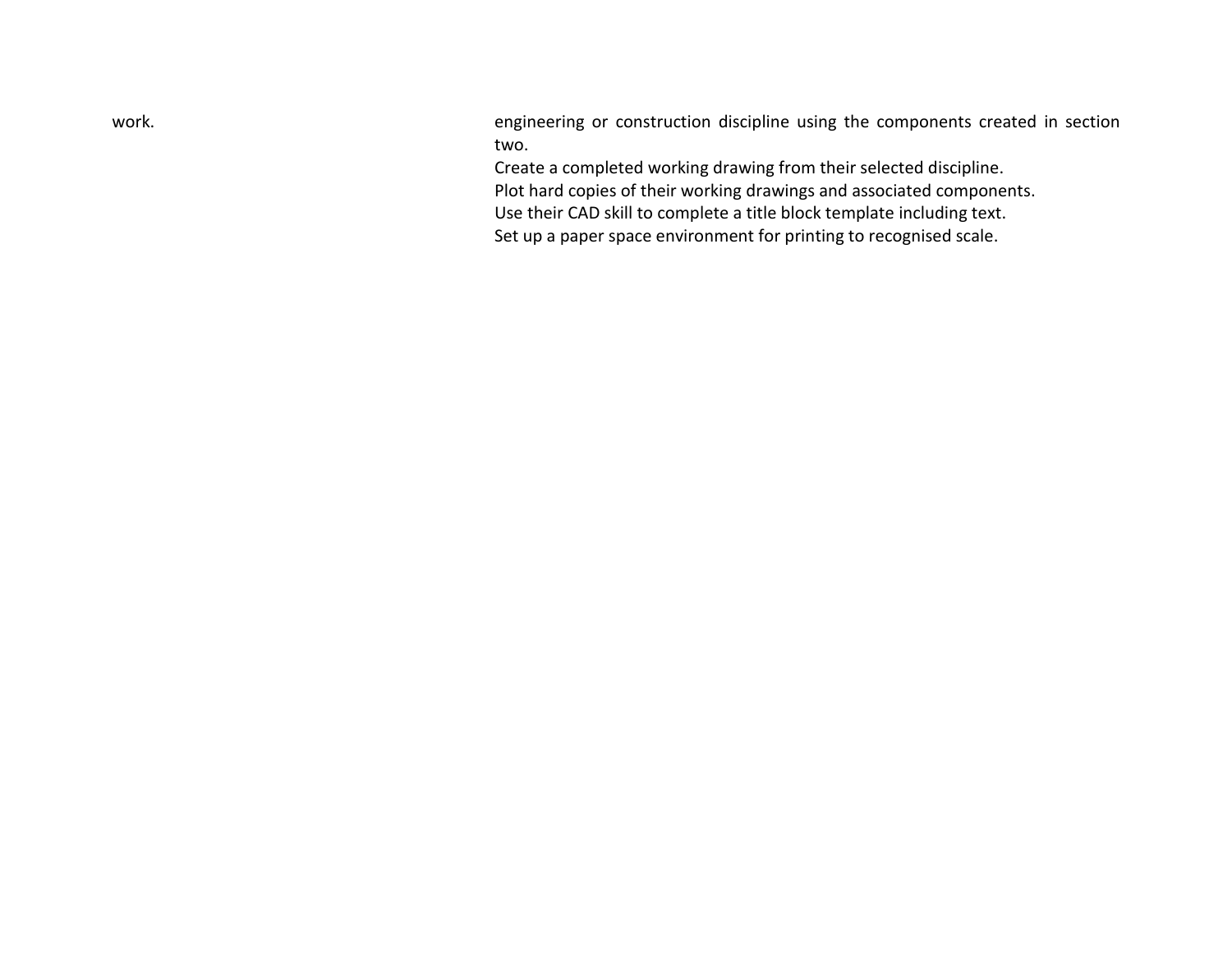| | |
|---|---|
| work. | engineering or construction discipline using the components created in section two.<br>Create a completed working drawing from their selected discipline.<br>Plot hard copies of their working drawings and associated components.<br>Use their CAD skill to complete a title block template including text.<br>Set up a paper space environment for printing to recognised scale. |